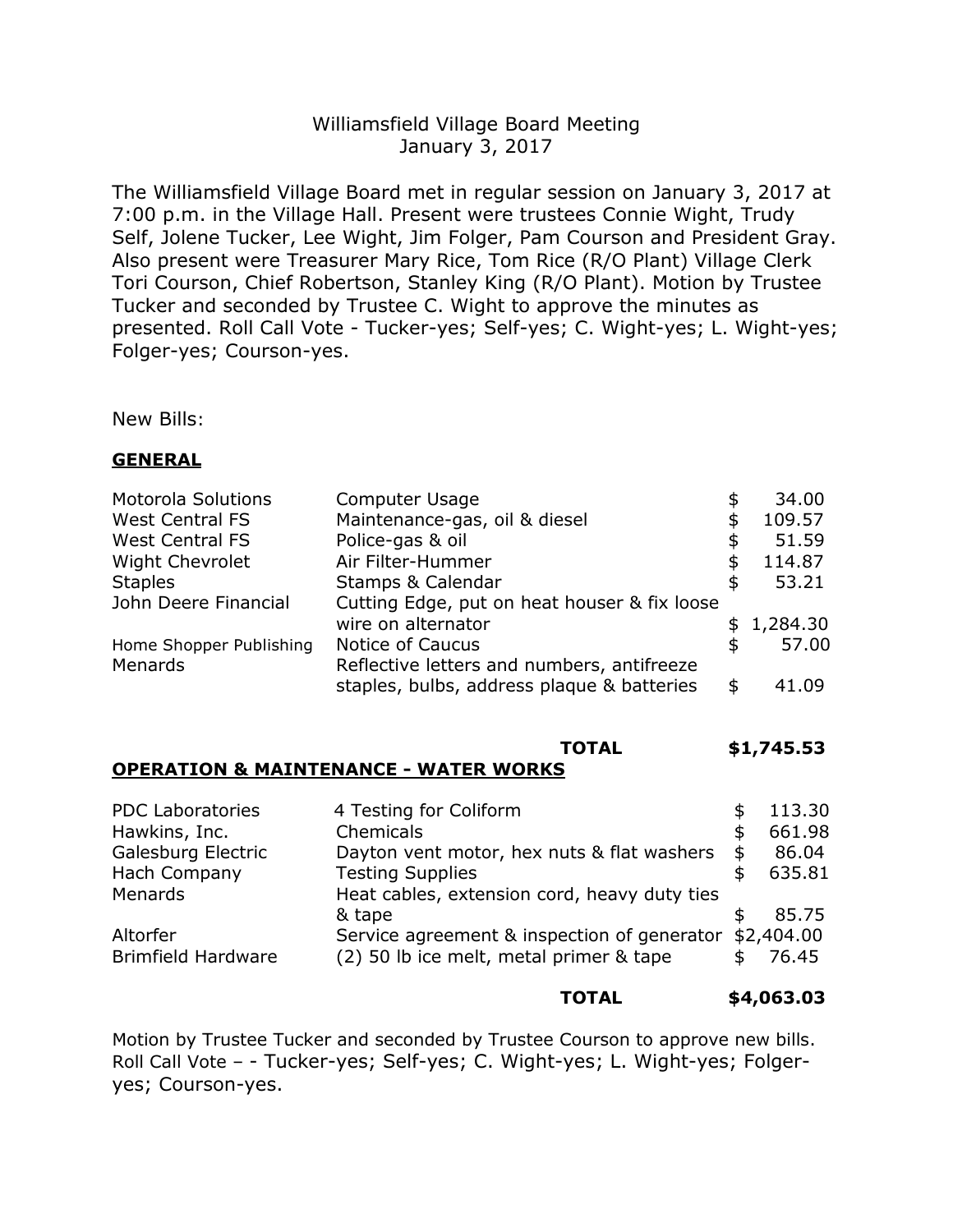# Williamsfield Village Board Meeting
## January 3, 2017

The Williamsfield Village Board met in regular session on January 3, 2017 at 7:00 p.m. in the Village Hall. Present were trustees Connie Wight, Trudy Self, Jolene Tucker, Lee Wight, Jim Folger, Pam Courson and President Gray. Also present were Treasurer Mary Rice, Tom Rice (R/O Plant) Village Clerk Tori Courson, Chief Robertson, Stanley King (R/O Plant). Motion by Trustee Tucker and seconded by Trustee C. Wight to approve the minutes as presented. Roll Call Vote - Tucker-yes; Self-yes; C. Wight-yes; L. Wight-yes; Folger-yes; Courson-yes.

New Bills:

**GENERAL**

| | | |
|---|---|---|
| Motorola Solutions | Computer Usage | $ 34.00 |
| West Central FS | Maintenance-gas, oil & diesel | $ 109.57 |
| West Central FS | Police-gas & oil | $ 51.59 |
| Wight Chevrolet | Air Filter-Hummer | $ 114.87 |
| Staples | Stamps & Calendar | $ 53.21 |
| John Deere Financial | Cutting Edge, put on heat houser & fix loose wire on alternator | $ 1,284.30 |
| Home Shopper Publishing | Notice of Caucus | $ 57.00 |
| Menards | Reflective letters and numbers, antifreeze staples, bulbs, address plaque & batteries | $ 41.09 |
| | **TOTAL** | **$1,745.53** |

**OPERATION & MAINTENANCE - WATER WORKS**

| | | |
|---|---|---|
| PDC Laboratories | 4 Testing for Coliform | $ 113.30 |
| Hawkins, Inc. | Chemicals | $ 661.98 |
| Galesburg Electric | Dayton vent motor, hex nuts & flat washers | $ 86.04 |
| Hach Company | Testing Supplies | $ 635.81 |
| Menards | Heat cables, extension cord, heavy duty ties & tape | $ 85.75 |
| Altorfer | Service agreement & inspection of generator | $2,404.00 |
| Brimfield Hardware | (2) 50 lb ice melt, metal primer & tape | $ 76.45 |
| | **TOTAL** | **$4,063.03** |

Motion by Trustee Tucker and seconded by Trustee Courson to approve new bills. Roll Call Vote – - Tucker-yes; Self-yes; C. Wight-yes; L. Wight-yes; Folger-yes; Courson-yes.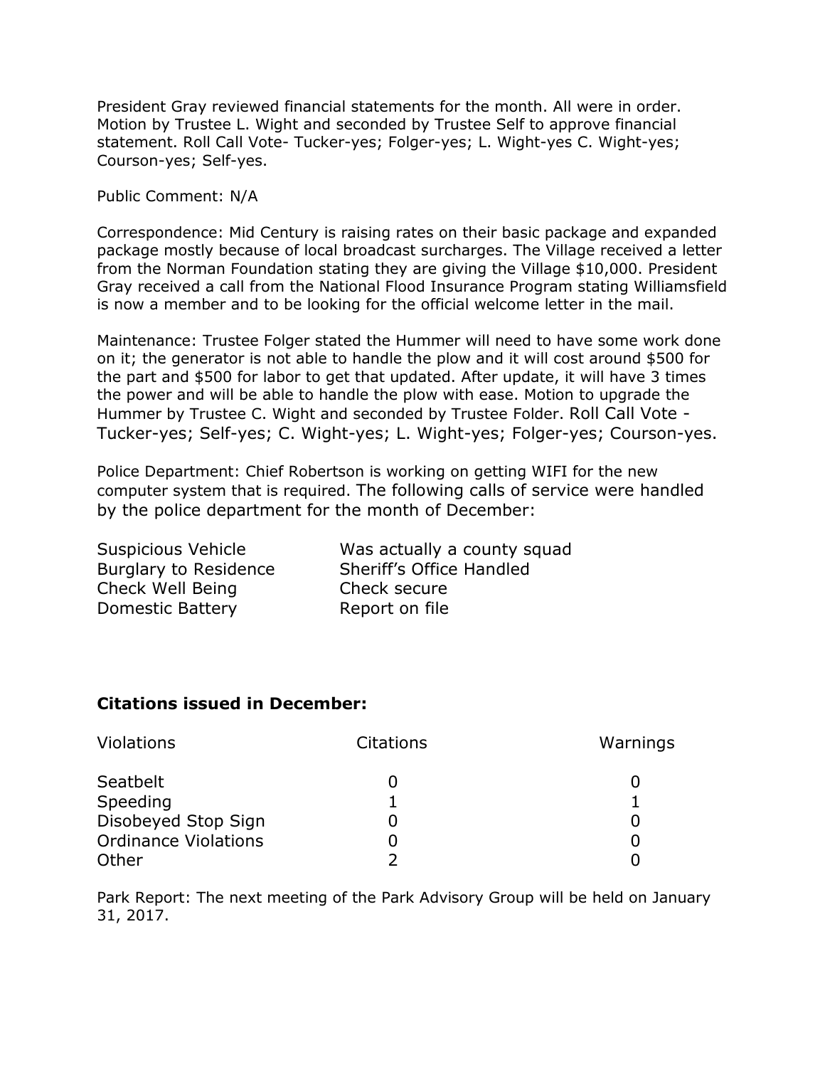President Gray reviewed financial statements for the month. All were in order. Motion by Trustee L. Wight and seconded by Trustee Self to approve financial statement. Roll Call Vote- Tucker-yes; Folger-yes; L. Wight-yes C. Wight-yes; Courson-yes; Self-yes.

Public Comment: N/A

Correspondence: Mid Century is raising rates on their basic package and expanded package mostly because of local broadcast surcharges. The Village received a letter from the Norman Foundation stating they are giving the Village $10,000. President Gray received a call from the National Flood Insurance Program stating Williamsfield is now a member and to be looking for the official welcome letter in the mail.

Maintenance: Trustee Folger stated the Hummer will need to have some work done on it; the generator is not able to handle the plow and it will cost around $500 for the part and $500 for labor to get that updated. After update, it will have 3 times the power and will be able to handle the plow with ease. Motion to upgrade the Hummer by Trustee C. Wight and seconded by Trustee Folder. Roll Call Vote - Tucker-yes; Self-yes; C. Wight-yes; L. Wight-yes; Folger-yes; Courson-yes.

Police Department: Chief Robertson is working on getting WIFI for the new computer system that is required. The following calls of service were handled by the police department for the month of December:

| | |
|---|---|
| Suspicious Vehicle | Was actually a county squad |
| Burglary to Residence | Sheriff's Office Handled |
| Check Well Being | Check secure |
| Domestic Battery | Report on file |

**Citations issued in December:**

| Violations | Citations | Warnings |
|---|---|---|
| Seatbelt | 0 | 0 |
| Speeding | 1 | 1 |
| Disobeyed Stop Sign | 0 | 0 |
| Ordinance Violations | 0 | 0 |
| Other | 2 | 0 |

Park Report: The next meeting of the Park Advisory Group will be held on January 31, 2017.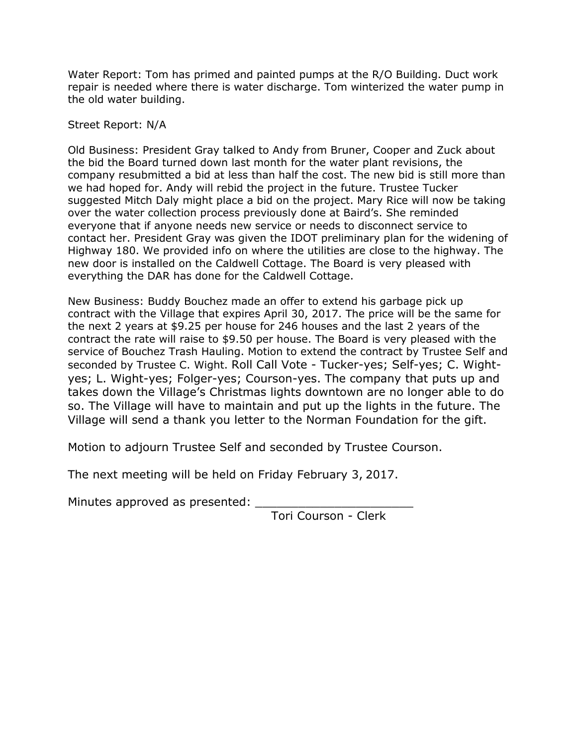Water Report: Tom has primed and painted pumps at the R/O Building. Duct work repair is needed where there is water discharge. Tom winterized the water pump in the old water building.

Street Report: N/A

Old Business: President Gray talked to Andy from Bruner, Cooper and Zuck about the bid the Board turned down last month for the water plant revisions, the company resubmitted a bid at less than half the cost. The new bid is still more than we had hoped for. Andy will rebid the project in the future. Trustee Tucker suggested Mitch Daly might place a bid on the project. Mary Rice will now be taking over the water collection process previously done at Baird's. She reminded everyone that if anyone needs new service or needs to disconnect service to contact her. President Gray was given the IDOT preliminary plan for the widening of Highway 180. We provided info on where the utilities are close to the highway. The new door is installed on the Caldwell Cottage. The Board is very pleased with everything the DAR has done for the Caldwell Cottage.

New Business: Buddy Bouchez made an offer to extend his garbage pick up contract with the Village that expires April 30, 2017. The price will be the same for the next 2 years at $9.25 per house for 246 houses and the last 2 years of the contract the rate will raise to $9.50 per house. The Board is very pleased with the service of Bouchez Trash Hauling. Motion to extend the contract by Trustee Self and seconded by Trustee C. Wight. Roll Call Vote - Tucker-yes; Self-yes; C. Wight-yes; L. Wight-yes; Folger-yes; Courson-yes. The company that puts up and takes down the Village's Christmas lights downtown are no longer able to do so. The Village will have to maintain and put up the lights in the future. The Village will send a thank you letter to the Norman Foundation for the gift.

Motion to adjourn Trustee Self and seconded by Trustee Courson.

The next meeting will be held on Friday February 3, 2017.

Minutes approved as presented: ______________________

Tori Courson - Clerk